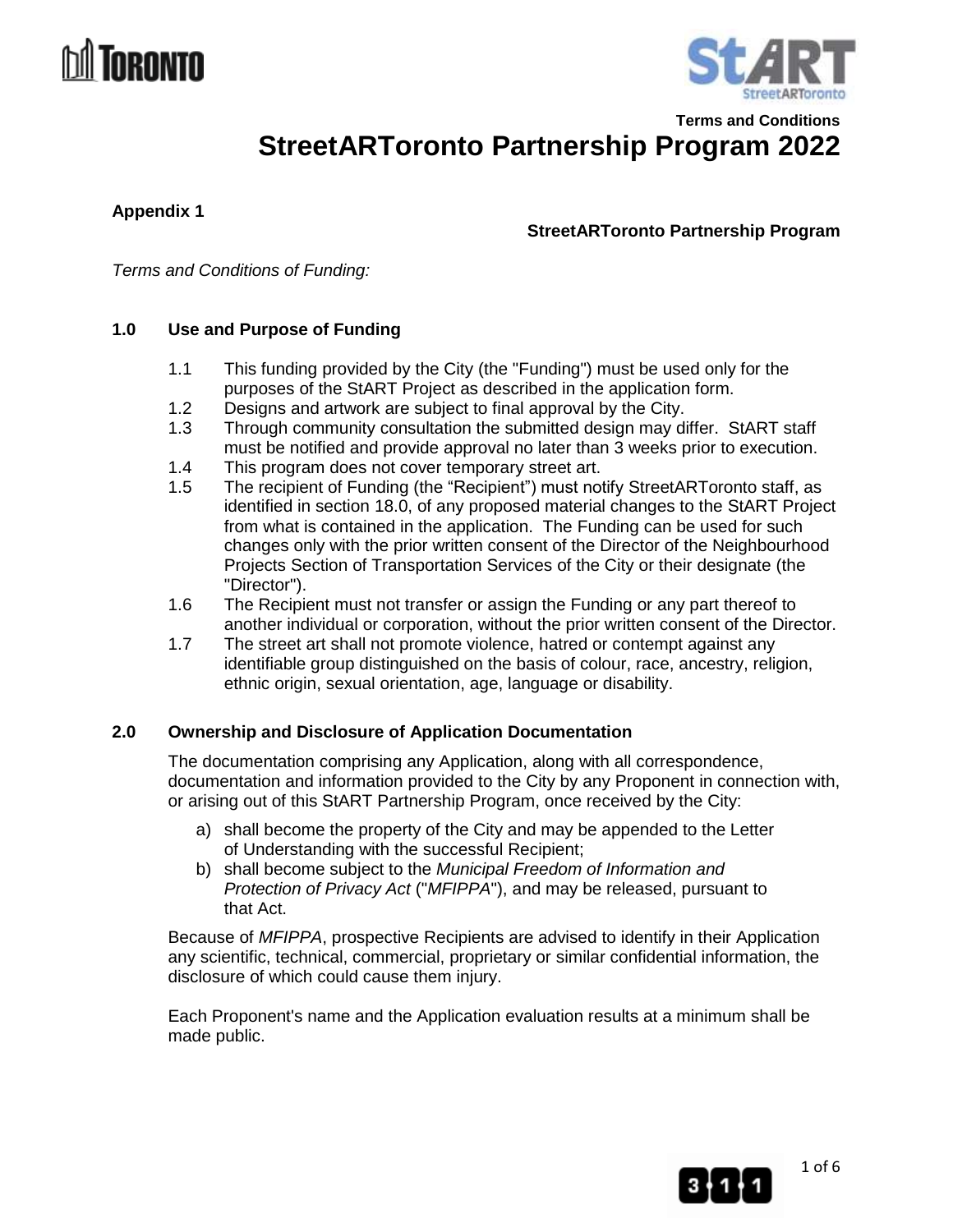Terms and Conditions

# StreetARToronto Partnership Program 2022

**Appendix 1**

**StreetARToronto Partnership Program**

*Terms and Conditions of Funding:*

## 1.0 Use and Purpose of Funding

1.1 This funding provided by the City (the "Funding") must be used only for the purposes of the StART Project as described in the application form.

1.2 Designs and artwork are subject to final approval by the City.

1.3 Through community consultation the submitted design may differ. StART staff must be notified and provide approval no later than 3 weeks prior to execution.

1.4 This program does not cover temporary street art.

1.5 The recipient of Funding (the "Recipient") must notify StreetARToronto staff, as identified in section 18.0, of any proposed material changes to the StART Project from what is contained in the application. The Funding can be used for such changes only with the prior written consent of the Director of the Neighbourhood Projects Section of Transportation Services of the City or their designate (the "Director").

1.6 The Recipient must not transfer or assign the Funding or any part thereof to another individual or corporation, without the prior written consent of the Director.

1.7 The street art shall not promote violence, hatred or contempt against any identifiable group distinguished on the basis of colour, race, ancestry, religion, ethnic origin, sexual orientation, age, language or disability.

## 2.0 Ownership and Disclosure of Application Documentation

The documentation comprising any Application, along with all correspondence, documentation and information provided to the City by any Proponent in connection with, or arising out of this StART Partnership Program, once received by the City:

a) shall become the property of the City and may be appended to the Letter of Understanding with the successful Recipient;
b) shall become subject to the *Municipal Freedom of Information and Protection of Privacy Act* ("*MFIPPA*"), and may be released, pursuant to that Act.

Because of *MFIPPA*, prospective Recipients are advised to identify in their Application any scientific, technical, commercial, proprietary or similar confidential information, the disclosure of which could cause them injury.

Each Proponent's name and the Application evaluation results at a minimum shall be made public.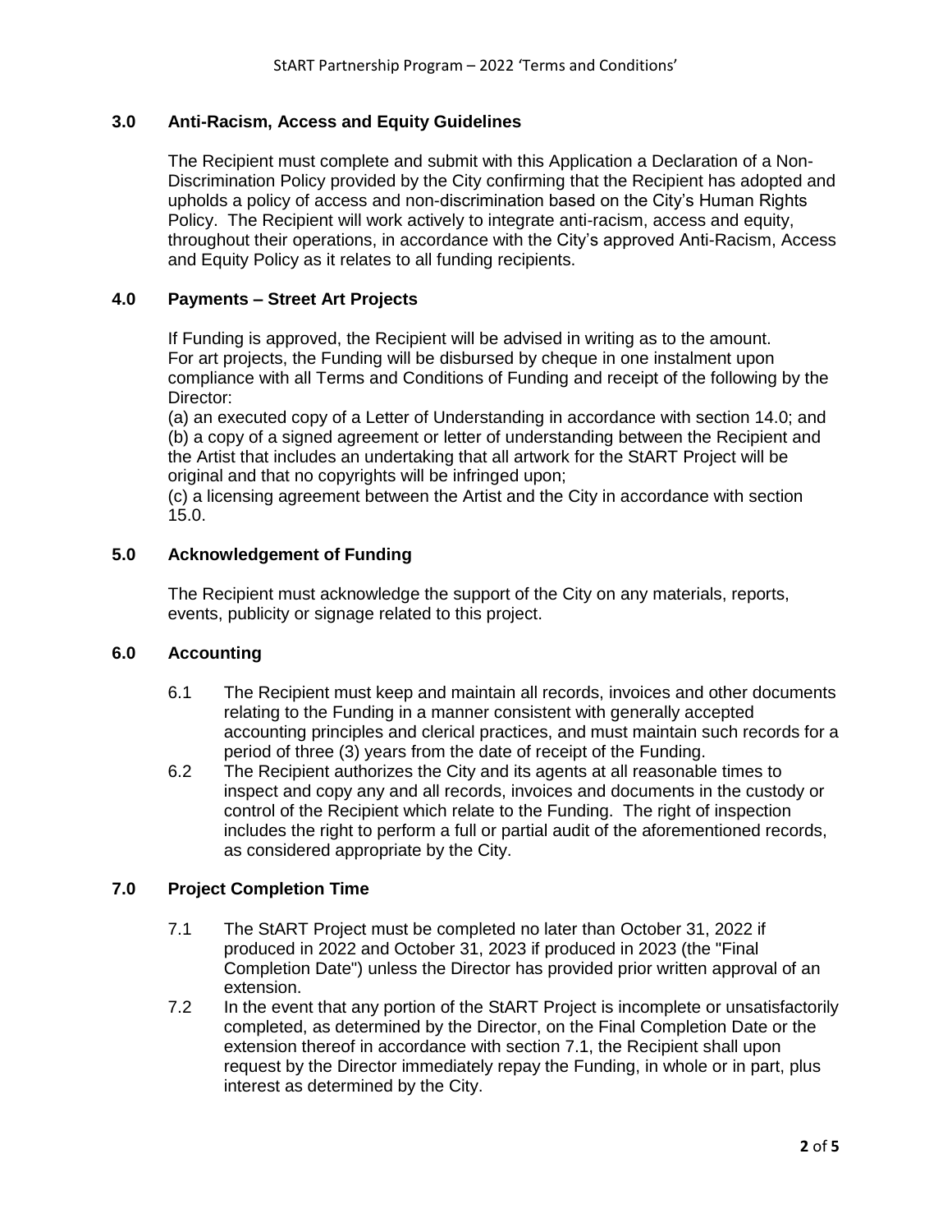## 3.0 Anti-Racism, Access and Equity Guidelines

The Recipient must complete and submit with this Application a Declaration of a Non-Discrimination Policy provided by the City confirming that the Recipient has adopted and upholds a policy of access and non-discrimination based on the City's Human Rights Policy. The Recipient will work actively to integrate anti-racism, access and equity, throughout their operations, in accordance with the City's approved Anti-Racism, Access and Equity Policy as it relates to all funding recipients.

## 4.0 Payments – Street Art Projects

If Funding is approved, the Recipient will be advised in writing as to the amount. For art projects, the Funding will be disbursed by cheque in one instalment upon compliance with all Terms and Conditions of Funding and receipt of the following by the Director:

(a) an executed copy of a Letter of Understanding in accordance with section 14.0; and
(b) a copy of a signed agreement or letter of understanding between the Recipient and the Artist that includes an undertaking that all artwork for the StART Project will be original and that no copyrights will be infringed upon;
(c) a licensing agreement between the Artist and the City in accordance with section 15.0.

## 5.0 Acknowledgement of Funding

The Recipient must acknowledge the support of the City on any materials, reports, events, publicity or signage related to this project.

## 6.0 Accounting

6.1 The Recipient must keep and maintain all records, invoices and other documents relating to the Funding in a manner consistent with generally accepted accounting principles and clerical practices, and must maintain such records for a period of three (3) years from the date of receipt of the Funding.

6.2 The Recipient authorizes the City and its agents at all reasonable times to inspect and copy any and all records, invoices and documents in the custody or control of the Recipient which relate to the Funding. The right of inspection includes the right to perform a full or partial audit of the aforementioned records, as considered appropriate by the City.

## 7.0 Project Completion Time

7.1 The StART Project must be completed no later than October 31, 2022 if produced in 2022 and October 31, 2023 if produced in 2023 (the "Final Completion Date") unless the Director has provided prior written approval of an extension.

7.2 In the event that any portion of the StART Project is incomplete or unsatisfactorily completed, as determined by the Director, on the Final Completion Date or the extension thereof in accordance with section 7.1, the Recipient shall upon request by the Director immediately repay the Funding, in whole or in part, plus interest as determined by the City.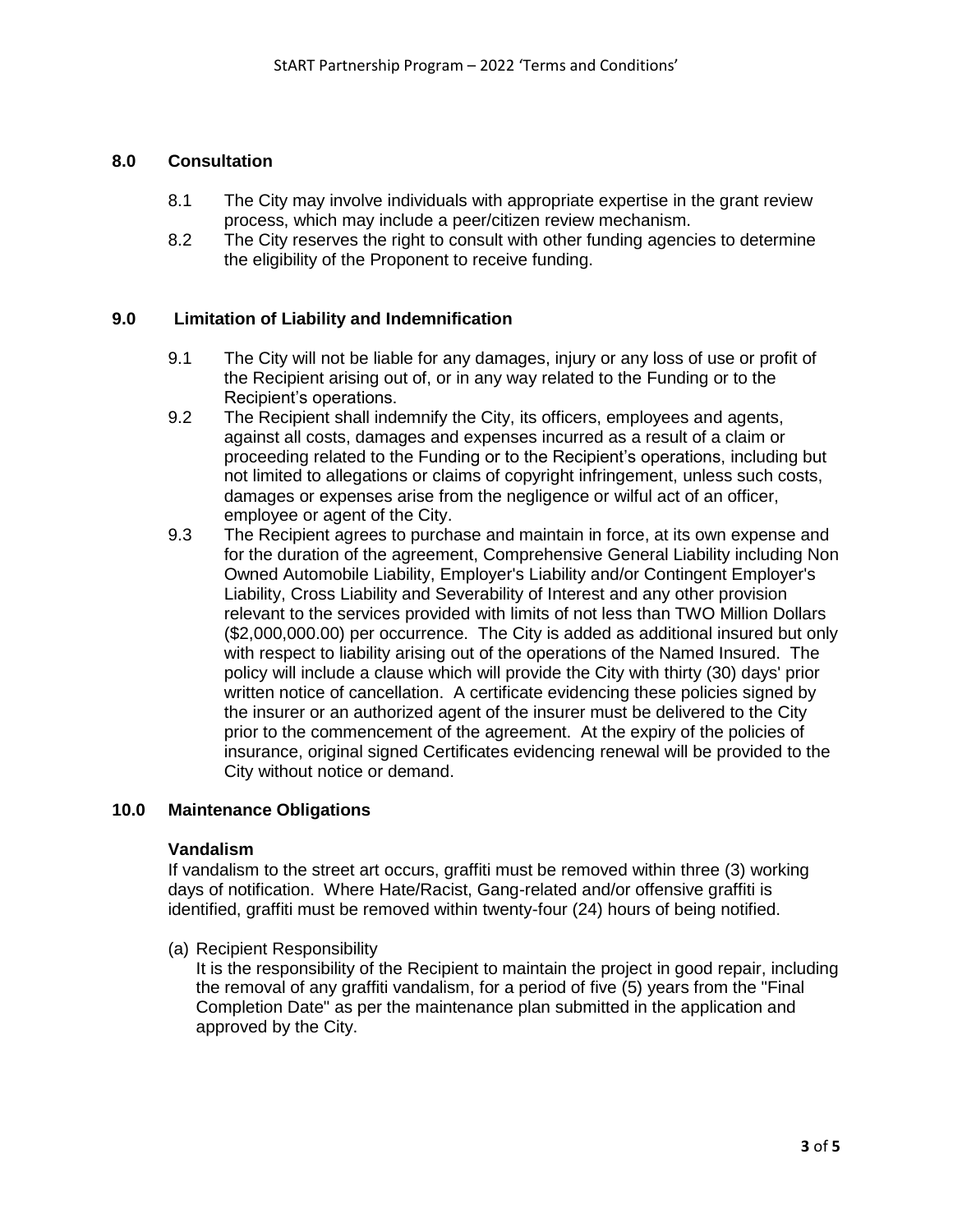## 8.0 Consultation

8.1 The City may involve individuals with appropriate expertise in the grant review process, which may include a peer/citizen review mechanism.

8.2 The City reserves the right to consult with other funding agencies to determine the eligibility of the Proponent to receive funding.

## 9.0 Limitation of Liability and Indemnification

9.1 The City will not be liable for any damages, injury or any loss of use or profit of the Recipient arising out of, or in any way related to the Funding or to the Recipient's operations.

9.2 The Recipient shall indemnify the City, its officers, employees and agents, against all costs, damages and expenses incurred as a result of a claim or proceeding related to the Funding or to the Recipient's operations, including but not limited to allegations or claims of copyright infringement, unless such costs, damages or expenses arise from the negligence or wilful act of an officer, employee or agent of the City.

9.3 The Recipient agrees to purchase and maintain in force, at its own expense and for the duration of the agreement, Comprehensive General Liability including Non Owned Automobile Liability, Employer's Liability and/or Contingent Employer's Liability, Cross Liability and Severability of Interest and any other provision relevant to the services provided with limits of not less than TWO Million Dollars ($2,000,000.00) per occurrence. The City is added as additional insured but only with respect to liability arising out of the operations of the Named Insured. The policy will include a clause which will provide the City with thirty (30) days' prior written notice of cancellation. A certificate evidencing these policies signed by the insurer or an authorized agent of the insurer must be delivered to the City prior to the commencement of the agreement. At the expiry of the policies of insurance, original signed Certificates evidencing renewal will be provided to the City without notice or demand.

## 10.0 Maintenance Obligations

**Vandalism**

If vandalism to the street art occurs, graffiti must be removed within three (3) working days of notification. Where Hate/Racist, Gang-related and/or offensive graffiti is identified, graffiti must be removed within twenty-four (24) hours of being notified.

(a) Recipient Responsibility

It is the responsibility of the Recipient to maintain the project in good repair, including the removal of any graffiti vandalism, for a period of five (5) years from the "Final Completion Date" as per the maintenance plan submitted in the application and approved by the City.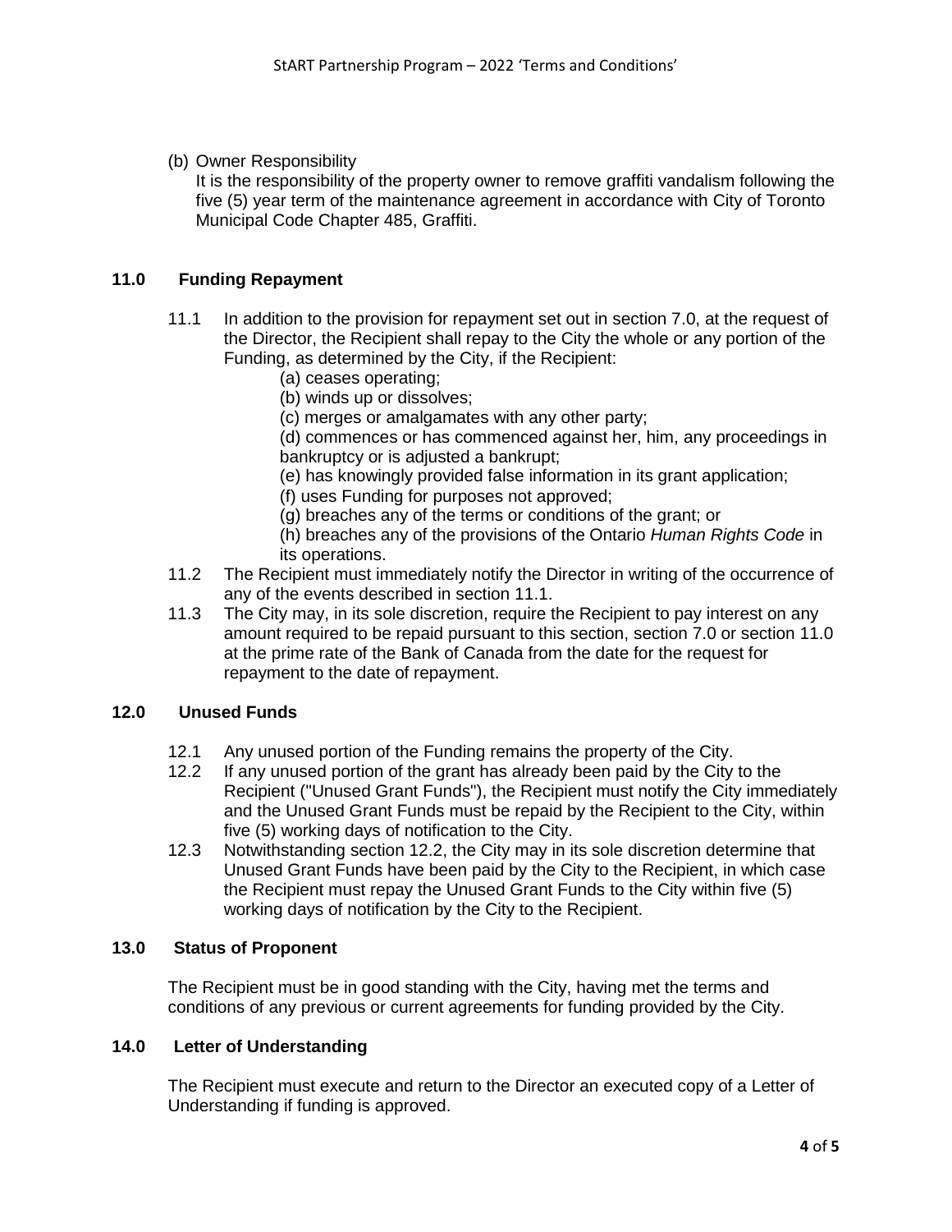(b) Owner Responsibility
It is the responsibility of the property owner to remove graffiti vandalism following the five (5) year term of the maintenance agreement in accordance with City of Toronto Municipal Code Chapter 485, Graffiti.

## 11.0 Funding Repayment

11.1 In addition to the provision for repayment set out in section 7.0, at the request of the Director, the Recipient shall repay to the City the whole or any portion of the Funding, as determined by the City, if the Recipient:

(a) ceases operating;
(b) winds up or dissolves;
(c) merges or amalgamates with any other party;
(d) commences or has commenced against her, him, any proceedings in bankruptcy or is adjusted a bankrupt;
(e) has knowingly provided false information in its grant application;
(f) uses Funding for purposes not approved;
(g) breaches any of the terms or conditions of the grant; or
(h) breaches any of the provisions of the Ontario *Human Rights Code* in its operations.

11.2 The Recipient must immediately notify the Director in writing of the occurrence of any of the events described in section 11.1.

11.3 The City may, in its sole discretion, require the Recipient to pay interest on any amount required to be repaid pursuant to this section, section 7.0 or section 11.0 at the prime rate of the Bank of Canada from the date for the request for repayment to the date of repayment.

## 12.0 Unused Funds

12.1 Any unused portion of the Funding remains the property of the City.

12.2 If any unused portion of the grant has already been paid by the City to the Recipient ("Unused Grant Funds"), the Recipient must notify the City immediately and the Unused Grant Funds must be repaid by the Recipient to the City, within five (5) working days of notification to the City.

12.3 Notwithstanding section 12.2, the City may in its sole discretion determine that Unused Grant Funds have been paid by the City to the Recipient, in which case the Recipient must repay the Unused Grant Funds to the City within five (5) working days of notification by the City to the Recipient.

## 13.0 Status of Proponent

The Recipient must be in good standing with the City, having met the terms and conditions of any previous or current agreements for funding provided by the City.

## 14.0 Letter of Understanding

The Recipient must execute and return to the Director an executed copy of a Letter of Understanding if funding is approved.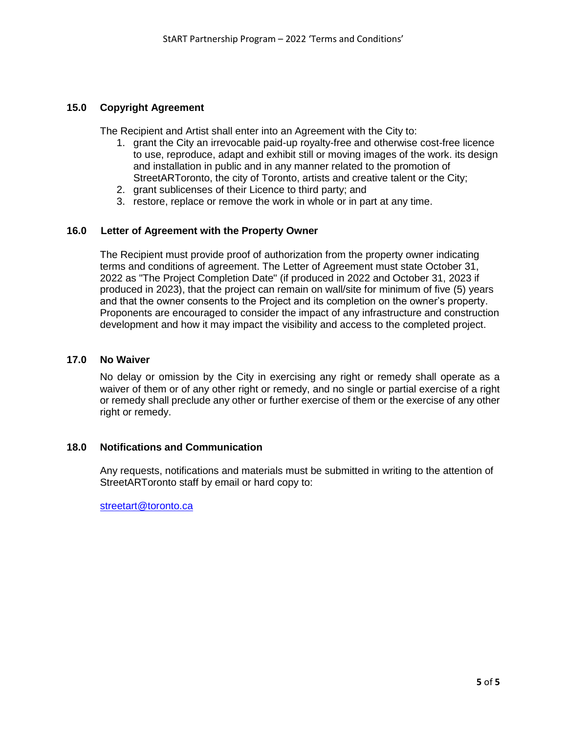## 15.0 Copyright Agreement

The Recipient and Artist shall enter into an Agreement with the City to:

1. grant the City an irrevocable paid-up royalty-free and otherwise cost-free licence to use, reproduce, adapt and exhibit still or moving images of the work. its design and installation in public and in any manner related to the promotion of StreetARToronto, the city of Toronto, artists and creative talent or the City;
2. grant sublicenses of their Licence to third party; and
3. restore, replace or remove the work in whole or in part at any time.

## 16.0 Letter of Agreement with the Property Owner

The Recipient must provide proof of authorization from the property owner indicating terms and conditions of agreement. The Letter of Agreement must state October 31, 2022 as "The Project Completion Date" (if produced in 2022 and October 31, 2023 if produced in 2023), that the project can remain on wall/site for minimum of five (5) years and that the owner consents to the Project and its completion on the owner's property. Proponents are encouraged to consider the impact of any infrastructure and construction development and how it may impact the visibility and access to the completed project.

## 17.0 No Waiver

No delay or omission by the City in exercising any right or remedy shall operate as a waiver of them or of any other right or remedy, and no single or partial exercise of a right or remedy shall preclude any other or further exercise of them or the exercise of any other right or remedy.

## 18.0 Notifications and Communication

Any requests, notifications and materials must be submitted in writing to the attention of StreetARToronto staff by email or hard copy to:

streetart@toronto.ca